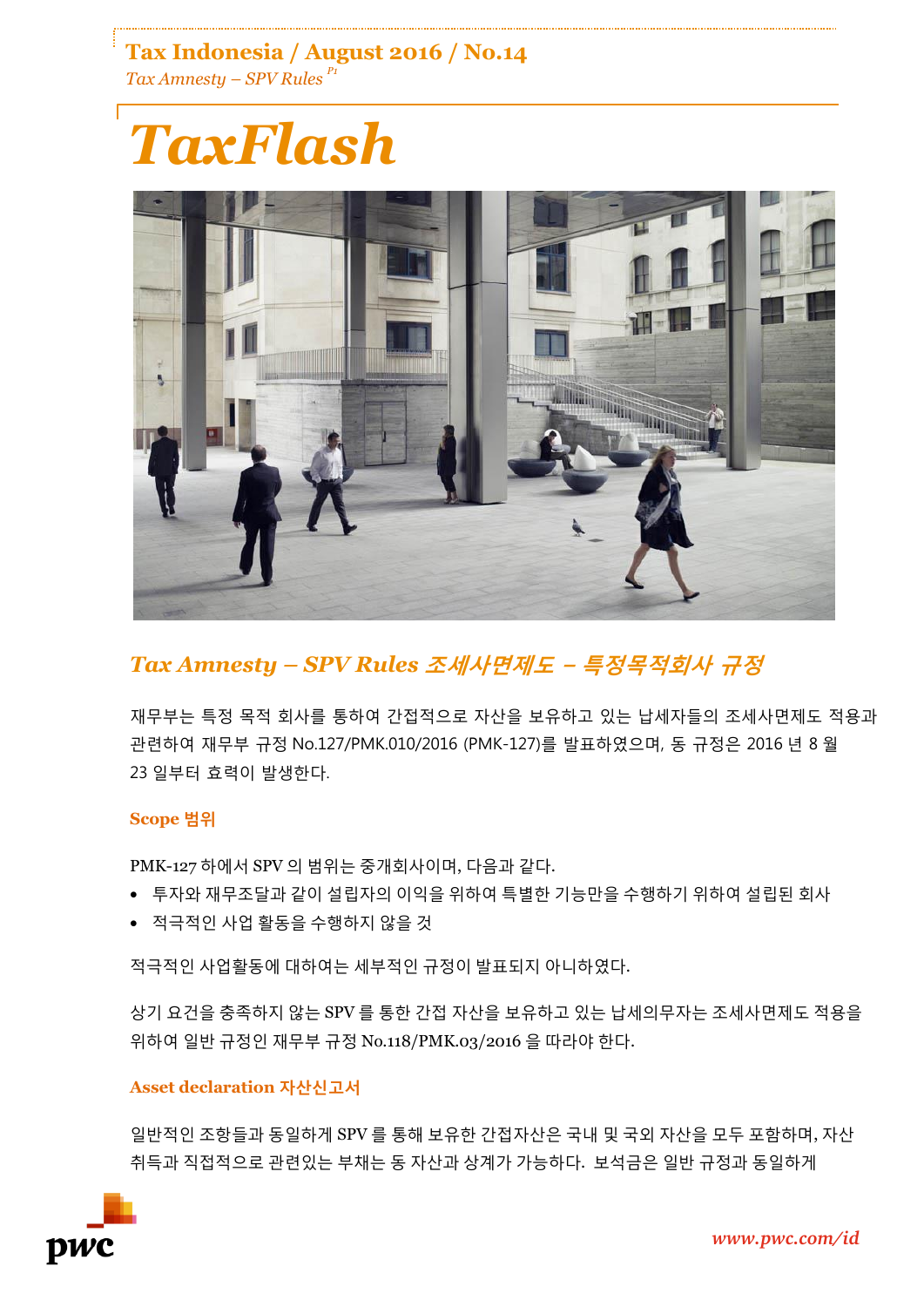# TaxFlash

## Tax Amnesty – SPV Rules 조세사면제도 – 특정목적회사 규정

재무부는 특정 목적 회사를 통하여 간접적으로 자산을 보유하고 있는 납세자들의 조세사면제도 적용과 관련하여 재무부 규정 No.127/PMK.010/2016 (PMK-127)를 발표하였으며, 동 규정은 2016 년 8 월 23 일부터 효력이 발생한다.

### Scope 범위

PMK-127 하에서 SPV 의 범위는 중개회사이며, 다음과 같다.

- 투자와 재무조달과 같이 설립자의 이익을 위하여 특별한 기능만을 수행하기 위하여 설립된 회사
- 적극적인 사업 활동을 수행하지 않을 것

적극적인 사업활동에 대하여는 세부적인 규정이 발표되지 아니하였다.

상기 요건을 충족하지 않는 SPV 를 통한 간접 자산을 보유하고 있는 납세의무자는 조세사면제도 적용을 위하여 일반 규정인 재무부 규정 No.118/PMK.03/2016 을 따라야 한다.

### Asset declaration 자산신고서

일반적인 조항들과 동일하게 SPV 를 통해 보유한 간접자산은 국내 및 국외 자산을 모두 포함하며, 자산 취득과 직접적으로 관련있는 부채는 동 자산과 상계가 가능하다. 보석금은 일반 규정과 동일하게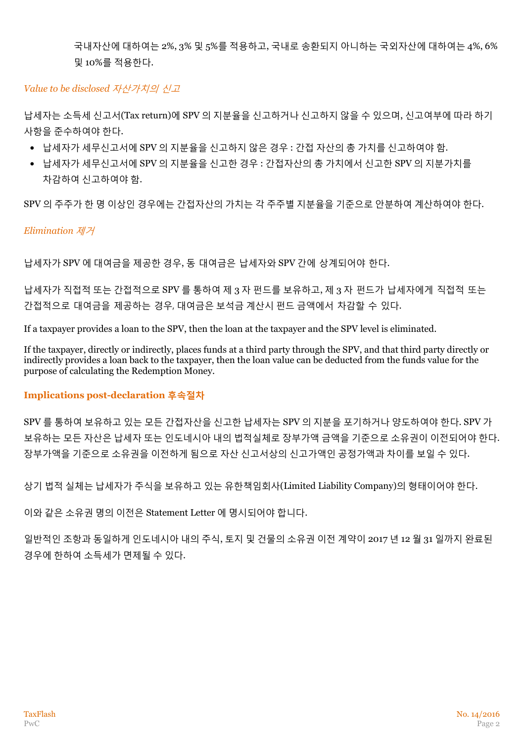국내자산에 대하여는 2%, 3% 및 5%를 적용하고, 국내로 송환되지 아니하는 국외자산에 대하여는 4%, 6% 및 10%를 적용한다.

*Value to be disclosed 자산가치의 신고*

납세자는 소득세 신고서(Tax return)에 SPV 의 지분율을 신고하거나 신고하지 않을 수 있으며, 신고여부에 따라 하기 사항을 준수하여야 한다.

- 납세자가 세무신고서에 SPV 의 지분율을 신고하지 않은 경우 : 간접 자산의 총 가치를 신고하여야 함.
- 납세자가 세무신고서에 SPV 의 지분율을 신고한 경우 : 간접자산의 총 가치에서 신고한 SPV 의 지분가치를 차감하여 신고하여야 함.

SPV 의 주주가 한 명 이상인 경우에는 간접자산의 가치는 각 주주별 지분율을 기준으로 안분하여 계산하여야 한다.

*Elimination 제거*

납세자가 SPV 에 대여금을 제공한 경우, 동 대여금은 납세자와 SPV 간에 상계되어야 한다.

납세자가 직접적 또는 간접적으로 SPV 를 통하여 제 3 자 펀드를 보유하고, 제 3 자 펀드가 납세자에게 직접적 또는 간접적으로 대여금을 제공하는 경우, 대여금은 보석금 계산시 펀드 금액에서 차감할 수 있다.

If a taxpayer provides a loan to the SPV, then the loan at the taxpayer and the SPV level is eliminated.

If the taxpayer, directly or indirectly, places funds at a third party through the SPV, and that third party directly or indirectly provides a loan back to the taxpayer, then the loan value can be deducted from the funds value for the purpose of calculating the Redemption Money.

**Implications post-declaration 후속절차**

SPV 를 통하여 보유하고 있는 모든 간접자산을 신고한 납세자는 SPV 의 지분을 포기하거나 양도하여야 한다. SPV 가 보유하는 모든 자산은 납세자 또는 인도네시아 내의 법적실체로 장부가액 금액을 기준으로 소유권이 이전되어야 한다. 장부가액을 기준으로 소유권을 이전하게 됨으로 자산 신고서상의 신고가액인 공정가액과 차이를 보일 수 있다.

상기 법적 실체는 납세자가 주식을 보유하고 있는 유한책임회사(Limited Liability Company)의 형태이어야 한다.

이와 같은 소유권 명의 이전은 Statement Letter 에 명시되어야 합니다.

일반적인 조항과 동일하게 인도네시아 내의 주식, 토지 및 건물의 소유권 이전 계약이 2017 년 12 월 31 일까지 완료된 경우에 한하여 소득세가 면제될 수 있다.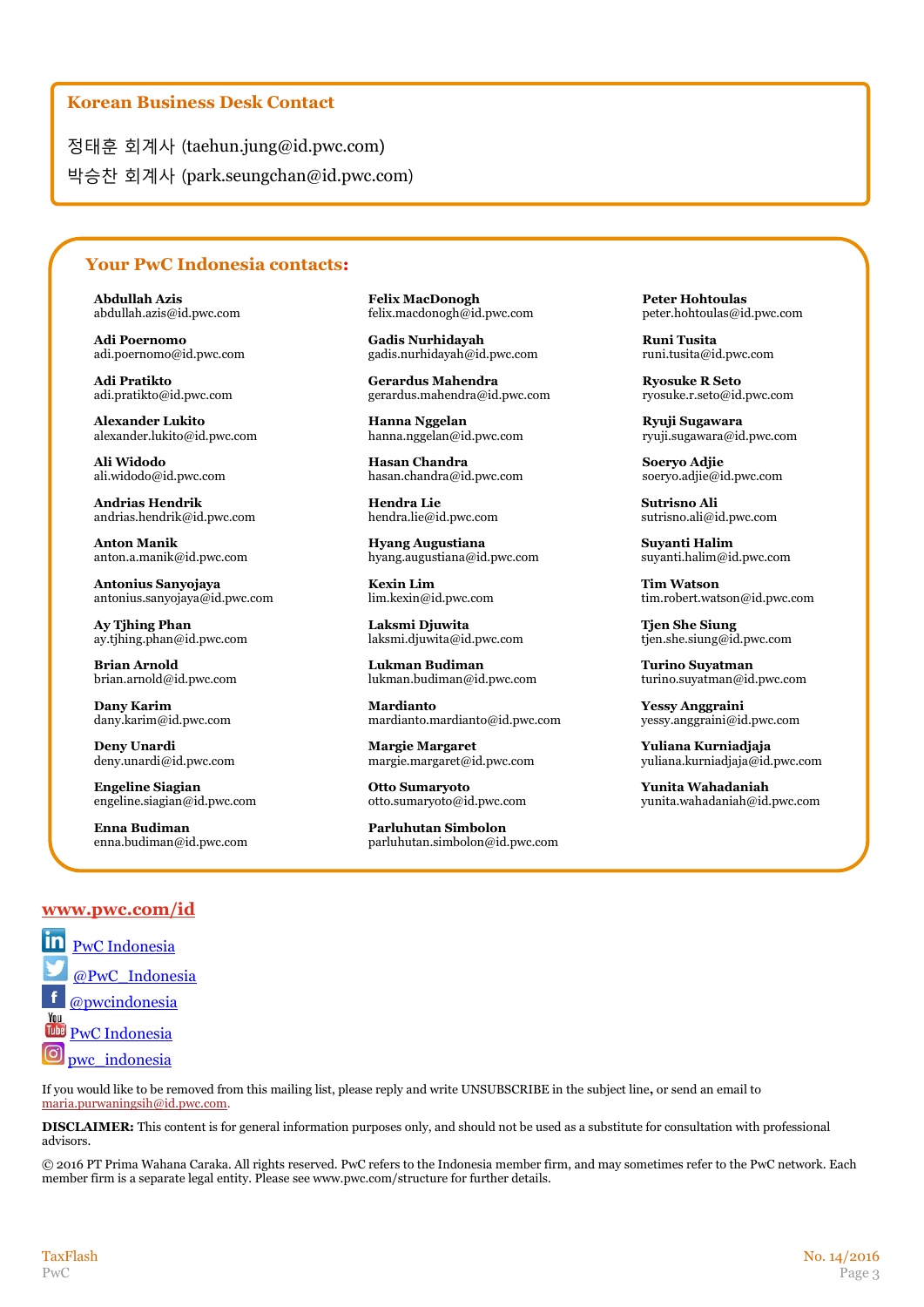## Korean Business Desk Contact

정태훈 회계사 (taehun.jung@id.pwc.com)
박승찬 회계사 (park.seungchan@id.pwc.com)

## Your PwC Indonesia contacts:

**Abdullah Azis**
abdullah.azis@id.pwc.com

**Adi Poernomo**
adi.poernomo@id.pwc.com

**Adi Pratikto**
adi.pratikto@id.pwc.com

**Alexander Lukito**
alexander.lukito@id.pwc.com

**Ali Widodo**
ali.widodo@id.pwc.com

**Andrias Hendrik**
andrias.hendrik@id.pwc.com

**Anton Manik**
anton.a.manik@id.pwc.com

**Antonius Sanyojaya**
antonius.sanyojaya@id.pwc.com

**Ay Tjhing Phan**
ay.tjhing.phan@id.pwc.com

**Brian Arnold**
brian.arnold@id.pwc.com

**Dany Karim**
dany.karim@id.pwc.com

**Deny Unardi**
deny.unardi@id.pwc.com

**Engeline Siagian**
engeline.siagian@id.pwc.com

**Enna Budiman**
enna.budiman@id.pwc.com

**Felix MacDonogh**
felix.macdonogh@id.pwc.com

**Gadis Nurhidayah**
gadis.nurhidayah@id.pwc.com

**Gerardus Mahendra**
gerardus.mahendra@id.pwc.com

**Hanna Nggelan**
hanna.nggelan@id.pwc.com

**Hasan Chandra**
hasan.chandra@id.pwc.com

**Hendra Lie**
hendra.lie@id.pwc.com

**Hyang Augustiana**
hyang.augustiana@id.pwc.com

**Kexin Lim**
lim.kexin@id.pwc.com

**Laksmi Djuwita**
laksmi.djuwita@id.pwc.com

**Lukman Budiman**
lukman.budiman@id.pwc.com

**Mardianto**
mardianto.mardianto@id.pwc.com

**Margie Margaret**
margie.margaret@id.pwc.com

**Otto Sumaryoto**
otto.sumaryoto@id.pwc.com

**Parluhutan Simbolon**
parluhutan.simbolon@id.pwc.com

**Peter Hohtoulas**
peter.hohtoulas@id.pwc.com

**Runi Tusita**
runi.tusita@id.pwc.com

**Ryosuke R Seto**
ryosuke.r.seto@id.pwc.com

**Ryuji Sugawara**
ryuji.sugawara@id.pwc.com

**Soeryo Adjie**
soeryo.adjie@id.pwc.com

**Sutrisno Ali**
sutrisno.ali@id.pwc.com

**Suyanti Halim**
suyanti.halim@id.pwc.com

**Tim Watson**
tim.robert.watson@id.pwc.com

**Tjen She Siung**
tjen.she.siung@id.pwc.com

**Turino Suyatman**
turino.suyatman@id.pwc.com

**Yessy Anggraini**
yessy.anggraini@id.pwc.com

**Yuliana Kurniadjaja**
yuliana.kurniadjaja@id.pwc.com

**Yunita Wahadaniah**
yunita.wahadaniah@id.pwc.com

**www.pwc.com/id**

PwC Indonesia
@PwC_Indonesia
@pwcindonesia
PwC Indonesia
pwc_indonesia

If you would like to be removed from this mailing list, please reply and write UNSUBSCRIBE in the subject line, or send an email to maria.purwaningsih@id.pwc.com.

**DISCLAIMER:** This content is for general information purposes only, and should not be used as a substitute for consultation with professional advisors.

© 2016 PT Prima Wahana Caraka. All rights reserved. PwC refers to the Indonesia member firm, and may sometimes refer to the PwC network. Each member firm is a separate legal entity. Please see www.pwc.com/structure for further details.